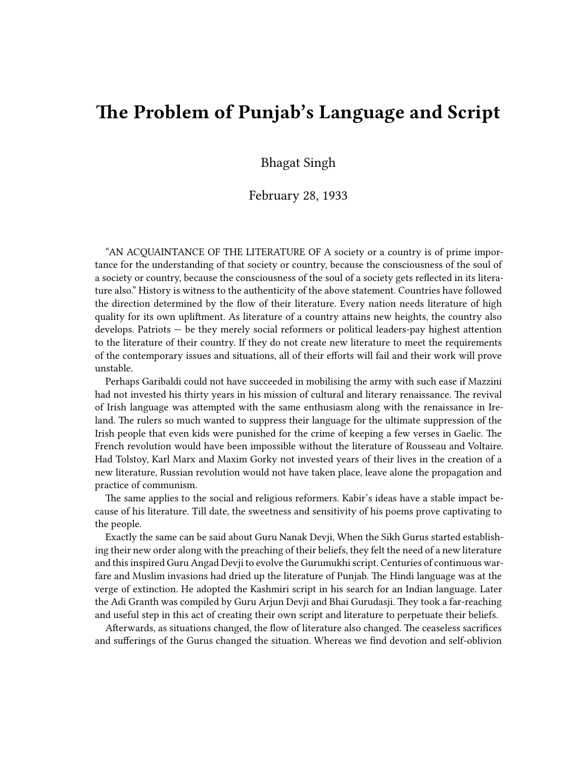# The Problem of Punjab's Language and Script

Bhagat Singh

February 28, 1933

"AN ACQUAINTANCE OF THE LITERATURE OF A society or a country is of prime importance for the understanding of that society or country, because the consciousness of the soul of a society or country, because the consciousness of the soul of a society gets reflected in its literature also." History is witness to the authenticity of the above statement. Countries have followed the direction determined by the flow of their literature. Every nation needs literature of high quality for its own upliftment. As literature of a country attains new heights, the country also develops. Patriots — be they merely social reformers or political leaders-pay highest attention to the literature of their country. If they do not create new literature to meet the requirements of the contemporary issues and situations, all of their efforts will fail and their work will prove unstable.

Perhaps Garibaldi could not have succeeded in mobilising the army with such ease if Mazzini had not invested his thirty years in his mission of cultural and literary renaissance. The revival of Irish language was attempted with the same enthusiasm along with the renaissance in Ireland. The rulers so much wanted to suppress their language for the ultimate suppression of the Irish people that even kids were punished for the crime of keeping a few verses in Gaelic. The French revolution would have been impossible without the literature of Rousseau and Voltaire. Had Tolstoy, Karl Marx and Maxim Gorky not invested years of their lives in the creation of a new literature, Russian revolution would not have taken place, leave alone the propagation and practice of communism.

The same applies to the social and religious reformers. Kabir's ideas have a stable impact because of his literature. Till date, the sweetness and sensitivity of his poems prove captivating to the people.

Exactly the same can be said about Guru Nanak Devji, When the Sikh Gurus started establishing their new order along with the preaching of their beliefs, they felt the need of a new literature and this inspired Guru Angad Devji to evolve the Gurumukhi script. Centuries of continuous warfare and Muslim invasions had dried up the literature of Punjab. The Hindi language was at the verge of extinction. He adopted the Kashmiri script in his search for an Indian language. Later the Adi Granth was compiled by Guru Arjun Devji and Bhai Gurudasji. They took a far-reaching and useful step in this act of creating their own script and literature to perpetuate their beliefs.

Afterwards, as situations changed, the flow of literature also changed. The ceaseless sacrifices and sufferings of the Gurus changed the situation. Whereas we find devotion and self-oblivion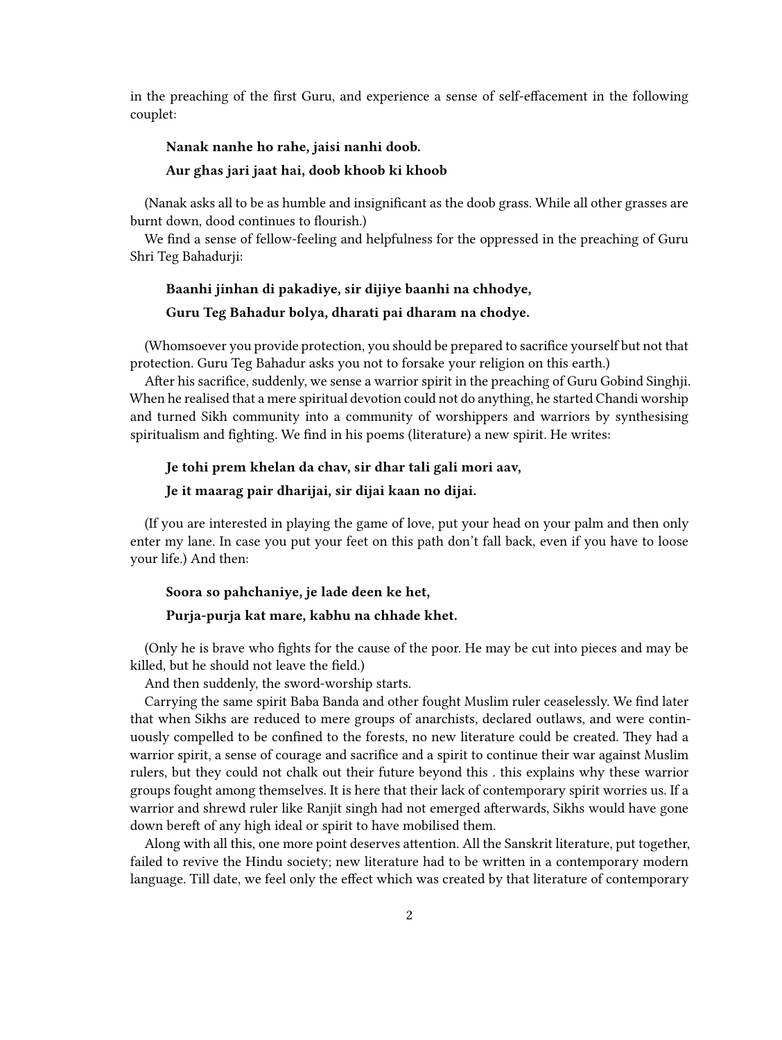in the preaching of the first Guru, and experience a sense of self-effacement in the following couplet:

> **Nanak nanhe ho rahe, jaisi nanhi doob.**
>
> **Aur ghas jari jaat hai, doob khoob ki khoob**

(Nanak asks all to be as humble and insignificant as the doob grass. While all other grasses are burnt down, dood continues to flourish.)

We find a sense of fellow-feeling and helpfulness for the oppressed in the preaching of Guru Shri Teg Bahadurji:

> **Baanhi jinhan di pakadiye, sir dijiye baanhi na chhodye,**
>
> **Guru Teg Bahadur bolya, dharati pai dharam na chodye.**

(Whomsoever you provide protection, you should be prepared to sacrifice yourself but not that protection. Guru Teg Bahadur asks you not to forsake your religion on this earth.)

After his sacrifice, suddenly, we sense a warrior spirit in the preaching of Guru Gobind Singhji. When he realised that a mere spiritual devotion could not do anything, he started Chandi worship and turned Sikh community into a community of worshippers and warriors by synthesising spiritualism and fighting. We find in his poems (literature) a new spirit. He writes:

> **Je tohi prem khelan da chav, sir dhar tali gali mori aav,**
>
> **Je it maarag pair dharijai, sir dijai kaan no dijai.**

(If you are interested in playing the game of love, put your head on your palm and then only enter my lane. In case you put your feet on this path don't fall back, even if you have to loose your life.) And then:

> **Soora so pahchaniye, je lade deen ke het,**
>
> **Purja-purja kat mare, kabhu na chhade khet.**

(Only he is brave who fights for the cause of the poor. He may be cut into pieces and may be killed, but he should not leave the field.)

And then suddenly, the sword-worship starts.

Carrying the same spirit Baba Banda and other fought Muslim ruler ceaselessly. We find later that when Sikhs are reduced to mere groups of anarchists, declared outlaws, and were continuously compelled to be confined to the forests, no new literature could be created. They had a warrior spirit, a sense of courage and sacrifice and a spirit to continue their war against Muslim rulers, but they could not chalk out their future beyond this . this explains why these warrior groups fought among themselves. It is here that their lack of contemporary spirit worries us. If a warrior and shrewd ruler like Ranjit singh had not emerged afterwards, Sikhs would have gone down bereft of any high ideal or spirit to have mobilised them.

Along with all this, one more point deserves attention. All the Sanskrit literature, put together, failed to revive the Hindu society; new literature had to be written in a contemporary modern language. Till date, we feel only the effect which was created by that literature of contemporary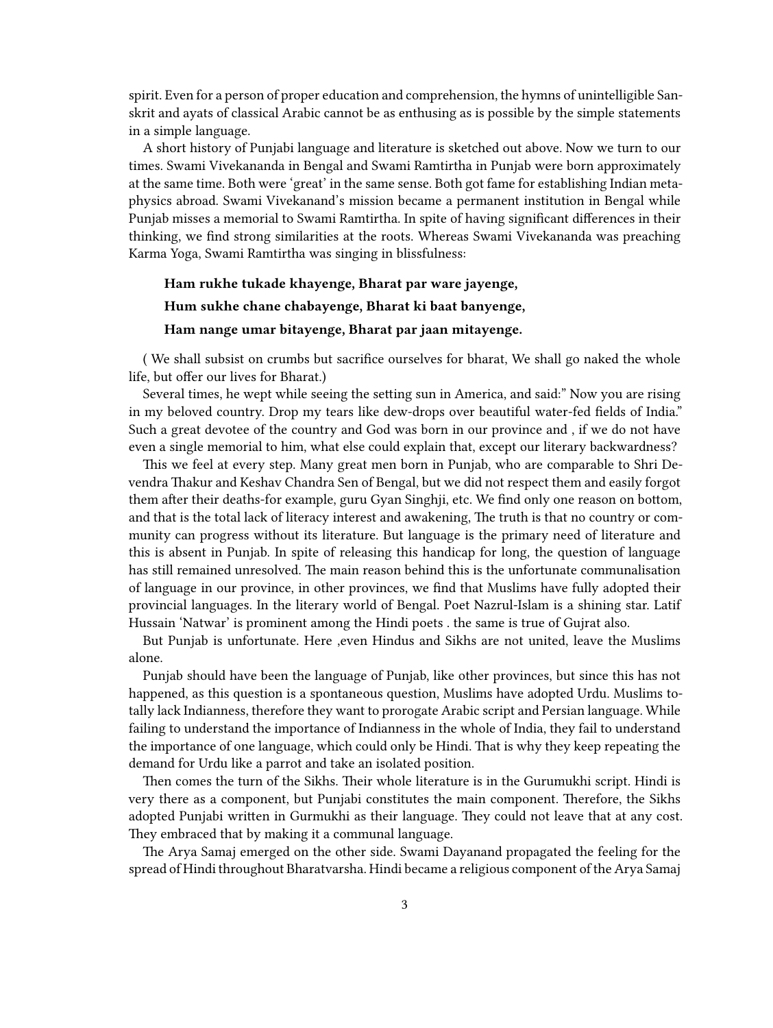spirit. Even for a person of proper education and comprehension, the hymns of unintelligible Sanskrit and ayats of classical Arabic cannot be as enthusing as is possible by the simple statements in a simple language.

A short history of Punjabi language and literature is sketched out above. Now we turn to our times. Swami Vivekananda in Bengal and Swami Ramtirtha in Punjab were born approximately at the same time. Both were 'great' in the same sense. Both got fame for establishing Indian metaphysics abroad. Swami Vivekanand's mission became a permanent institution in Bengal while Punjab misses a memorial to Swami Ramtirtha. In spite of having significant differences in their thinking, we find strong similarities at the roots. Whereas Swami Vivekananda was preaching Karma Yoga, Swami Ramtirtha was singing in blissfulness:

> **Ham rukhe tukade khayenge, Bharat par ware jayenge,**
>
> **Hum sukhe chane chabayenge, Bharat ki baat banyenge,**
>
> **Ham nange umar bitayenge, Bharat par jaan mitayenge.**

( We shall subsist on crumbs but sacrifice ourselves for bharat, We shall go naked the whole life, but offer our lives for Bharat.)

Several times, he wept while seeing the setting sun in America, and said:" Now you are rising in my beloved country. Drop my tears like dew-drops over beautiful water-fed fields of India." Such a great devotee of the country and God was born in our province and , if we do not have even a single memorial to him, what else could explain that, except our literary backwardness?

This we feel at every step. Many great men born in Punjab, who are comparable to Shri Devendra Thakur and Keshav Chandra Sen of Bengal, but we did not respect them and easily forgot them after their deaths-for example, guru Gyan Singhji, etc. We find only one reason on bottom, and that is the total lack of literacy interest and awakening, The truth is that no country or community can progress without its literature. But language is the primary need of literature and this is absent in Punjab. In spite of releasing this handicap for long, the question of language has still remained unresolved. The main reason behind this is the unfortunate communalisation of language in our province, in other provinces, we find that Muslims have fully adopted their provincial languages. In the literary world of Bengal. Poet Nazrul-Islam is a shining star. Latif Hussain 'Natwar' is prominent among the Hindi poets . the same is true of Gujrat also.

But Punjab is unfortunate. Here ,even Hindus and Sikhs are not united, leave the Muslims alone.

Punjab should have been the language of Punjab, like other provinces, but since this has not happened, as this question is a spontaneous question, Muslims have adopted Urdu. Muslims totally lack Indianness, therefore they want to prorogate Arabic script and Persian language. While failing to understand the importance of Indianness in the whole of India, they fail to understand the importance of one language, which could only be Hindi. That is why they keep repeating the demand for Urdu like a parrot and take an isolated position.

Then comes the turn of the Sikhs. Their whole literature is in the Gurumukhi script. Hindi is very there as a component, but Punjabi constitutes the main component. Therefore, the Sikhs adopted Punjabi written in Gurmukhi as their language. They could not leave that at any cost. They embraced that by making it a communal language.

The Arya Samaj emerged on the other side. Swami Dayanand propagated the feeling for the spread of Hindi throughout Bharatvarsha. Hindi became a religious component of the Arya Samaj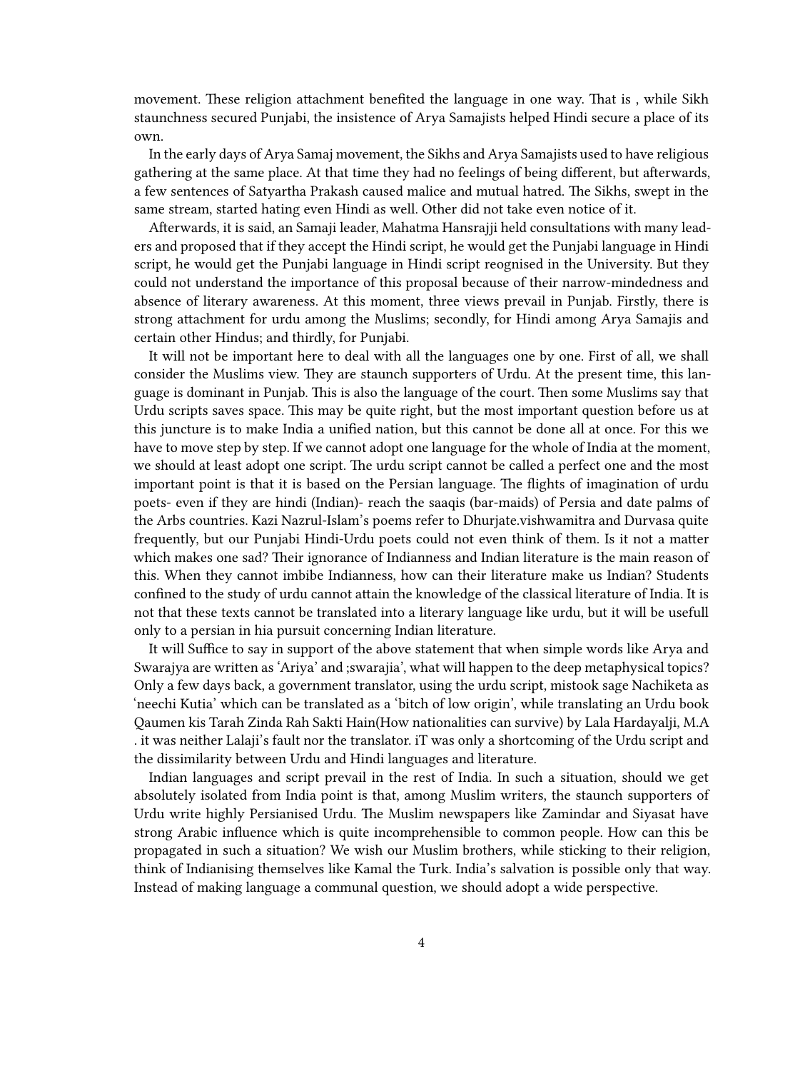movement. These religion attachment benefited the language in one way. That is , while Sikh staunchness secured Punjabi, the insistence of Arya Samajists helped Hindi secure a place of its own.

In the early days of Arya Samaj movement, the Sikhs and Arya Samajists used to have religious gathering at the same place. At that time they had no feelings of being different, but afterwards, a few sentences of Satyartha Prakash caused malice and mutual hatred. The Sikhs, swept in the same stream, started hating even Hindi as well. Other did not take even notice of it.

Afterwards, it is said, an Samaji leader, Mahatma Hansrajji held consultations with many leaders and proposed that if they accept the Hindi script, he would get the Punjabi language in Hindi script, he would get the Punjabi language in Hindi script reognised in the University. But they could not understand the importance of this proposal because of their narrow-mindedness and absence of literary awareness. At this moment, three views prevail in Punjab. Firstly, there is strong attachment for urdu among the Muslims; secondly, for Hindi among Arya Samajis and certain other Hindus; and thirdly, for Punjabi.

It will not be important here to deal with all the languages one by one. First of all, we shall consider the Muslims view. They are staunch supporters of Urdu. At the present time, this language is dominant in Punjab. This is also the language of the court. Then some Muslims say that Urdu scripts saves space. This may be quite right, but the most important question before us at this juncture is to make India a unified nation, but this cannot be done all at once. For this we have to move step by step. If we cannot adopt one language for the whole of India at the moment, we should at least adopt one script. The urdu script cannot be called a perfect one and the most important point is that it is based on the Persian language. The flights of imagination of urdu poets- even if they are hindi (Indian)- reach the saaqis (bar-maids) of Persia and date palms of the Arbs countries. Kazi Nazrul-Islam's poems refer to Dhurjate.vishwamitra and Durvasa quite frequently, but our Punjabi Hindi-Urdu poets could not even think of them. Is it not a matter which makes one sad? Their ignorance of Indianness and Indian literature is the main reason of this. When they cannot imbibe Indianness, how can their literature make us Indian? Students confined to the study of urdu cannot attain the knowledge of the classical literature of India. It is not that these texts cannot be translated into a literary language like urdu, but it will be usefull only to a persian in hia pursuit concerning Indian literature.

It will Suffice to say in support of the above statement that when simple words like Arya and Swarajya are written as 'Ariya' and ;swarajia', what will happen to the deep metaphysical topics? Only a few days back, a government translator, using the urdu script, mistook sage Nachiketa as 'neechi Kutia' which can be translated as a 'bitch of low origin', while translating an Urdu book Qaumen kis Tarah Zinda Rah Sakti Hain(How nationalities can survive) by Lala Hardayalji, M.A . it was neither Lalaji's fault nor the translator. iT was only a shortcoming of the Urdu script and the dissimilarity between Urdu and Hindi languages and literature.

Indian languages and script prevail in the rest of India. In such a situation, should we get absolutely isolated from India point is that, among Muslim writers, the staunch supporters of Urdu write highly Persianised Urdu. The Muslim newspapers like Zamindar and Siyasat have strong Arabic influence which is quite incomprehensible to common people. How can this be propagated in such a situation? We wish our Muslim brothers, while sticking to their religion, think of Indianising themselves like Kamal the Turk. India's salvation is possible only that way. Instead of making language a communal question, we should adopt a wide perspective.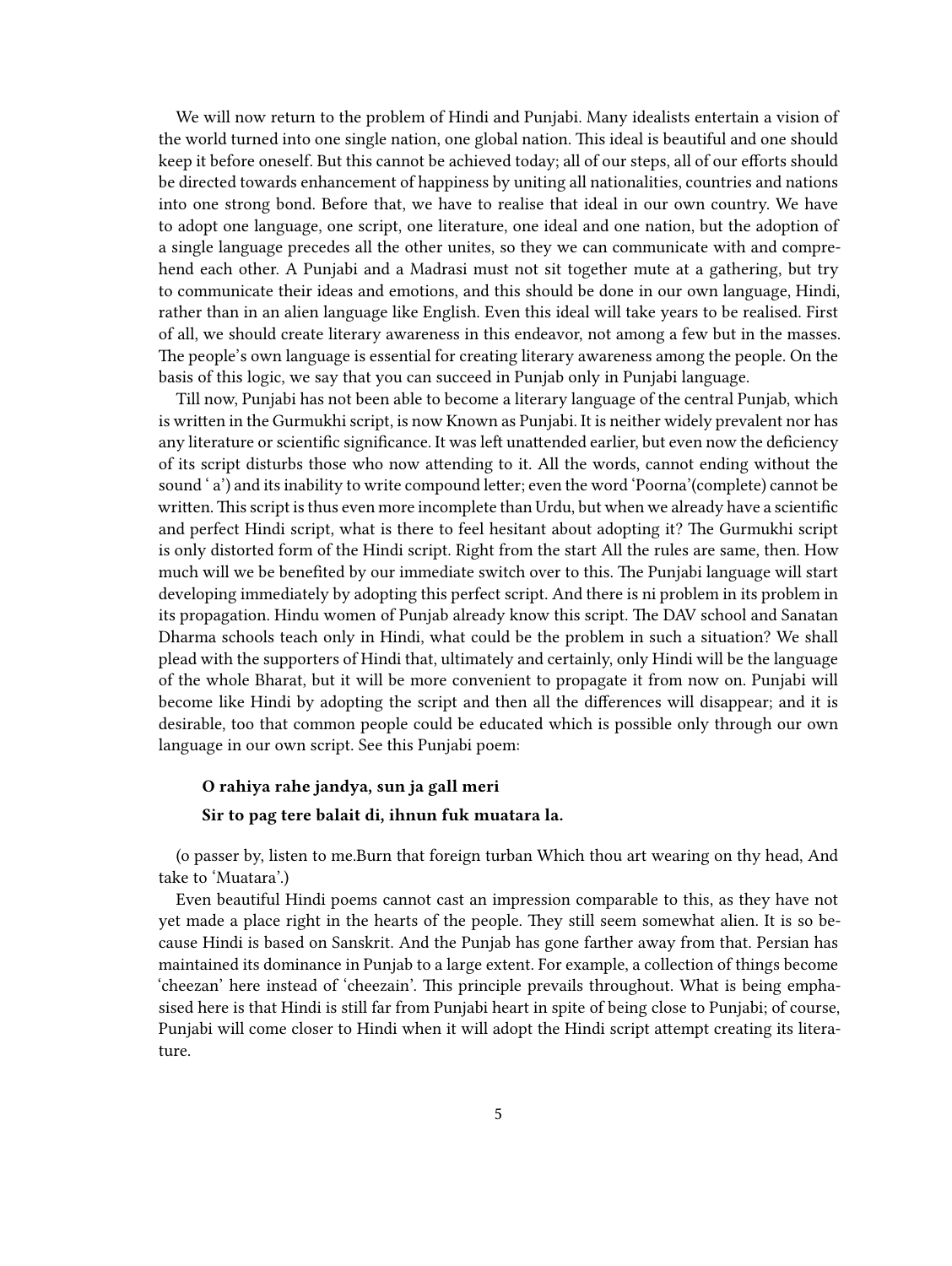We will now return to the problem of Hindi and Punjabi. Many idealists entertain a vision of the world turned into one single nation, one global nation. This ideal is beautiful and one should keep it before oneself. But this cannot be achieved today; all of our steps, all of our efforts should be directed towards enhancement of happiness by uniting all nationalities, countries and nations into one strong bond. Before that, we have to realise that ideal in our own country. We have to adopt one language, one script, one literature, one ideal and one nation, but the adoption of a single language precedes all the other unites, so they we can communicate with and comprehend each other. A Punjabi and a Madrasi must not sit together mute at a gathering, but try to communicate their ideas and emotions, and this should be done in our own language, Hindi, rather than in an alien language like English. Even this ideal will take years to be realised. First of all, we should create literary awareness in this endeavor, not among a few but in the masses. The people's own language is essential for creating literary awareness among the people. On the basis of this logic, we say that you can succeed in Punjab only in Punjabi language.

Till now, Punjabi has not been able to become a literary language of the central Punjab, which is written in the Gurmukhi script, is now Known as Punjabi. It is neither widely prevalent nor has any literature or scientific significance. It was left unattended earlier, but even now the deficiency of its script disturbs those who now attending to it. All the words, cannot ending without the sound ' a') and its inability to write compound letter; even the word 'Poorna'(complete) cannot be written. This script is thus even more incomplete than Urdu, but when we already have a scientific and perfect Hindi script, what is there to feel hesitant about adopting it? The Gurmukhi script is only distorted form of the Hindi script. Right from the start All the rules are same, then. How much will we be benefited by our immediate switch over to this. The Punjabi language will start developing immediately by adopting this perfect script. And there is ni problem in its problem in its propagation. Hindu women of Punjab already know this script. The DAV school and Sanatan Dharma schools teach only in Hindi, what could be the problem in such a situation? We shall plead with the supporters of Hindi that, ultimately and certainly, only Hindi will be the language of the whole Bharat, but it will be more convenient to propagate it from now on. Punjabi will become like Hindi by adopting the script and then all the differences will disappear; and it is desirable, too that common people could be educated which is possible only through our own language in our own script. See this Punjabi poem:

> **O rahiya rahe jandya, sun ja gall meri**
>
> **Sir to pag tere balait di, ihnun fuk muatara la.**

(o passer by, listen to me.Burn that foreign turban Which thou art wearing on thy head, And take to 'Muatara'.)

Even beautiful Hindi poems cannot cast an impression comparable to this, as they have not yet made a place right in the hearts of the people. They still seem somewhat alien. It is so because Hindi is based on Sanskrit. And the Punjab has gone farther away from that. Persian has maintained its dominance in Punjab to a large extent. For example, a collection of things become 'cheezan' here instead of 'cheezain'. This principle prevails throughout. What is being emphasised here is that Hindi is still far from Punjabi heart in spite of being close to Punjabi; of course, Punjabi will come closer to Hindi when it will adopt the Hindi script attempt creating its literature.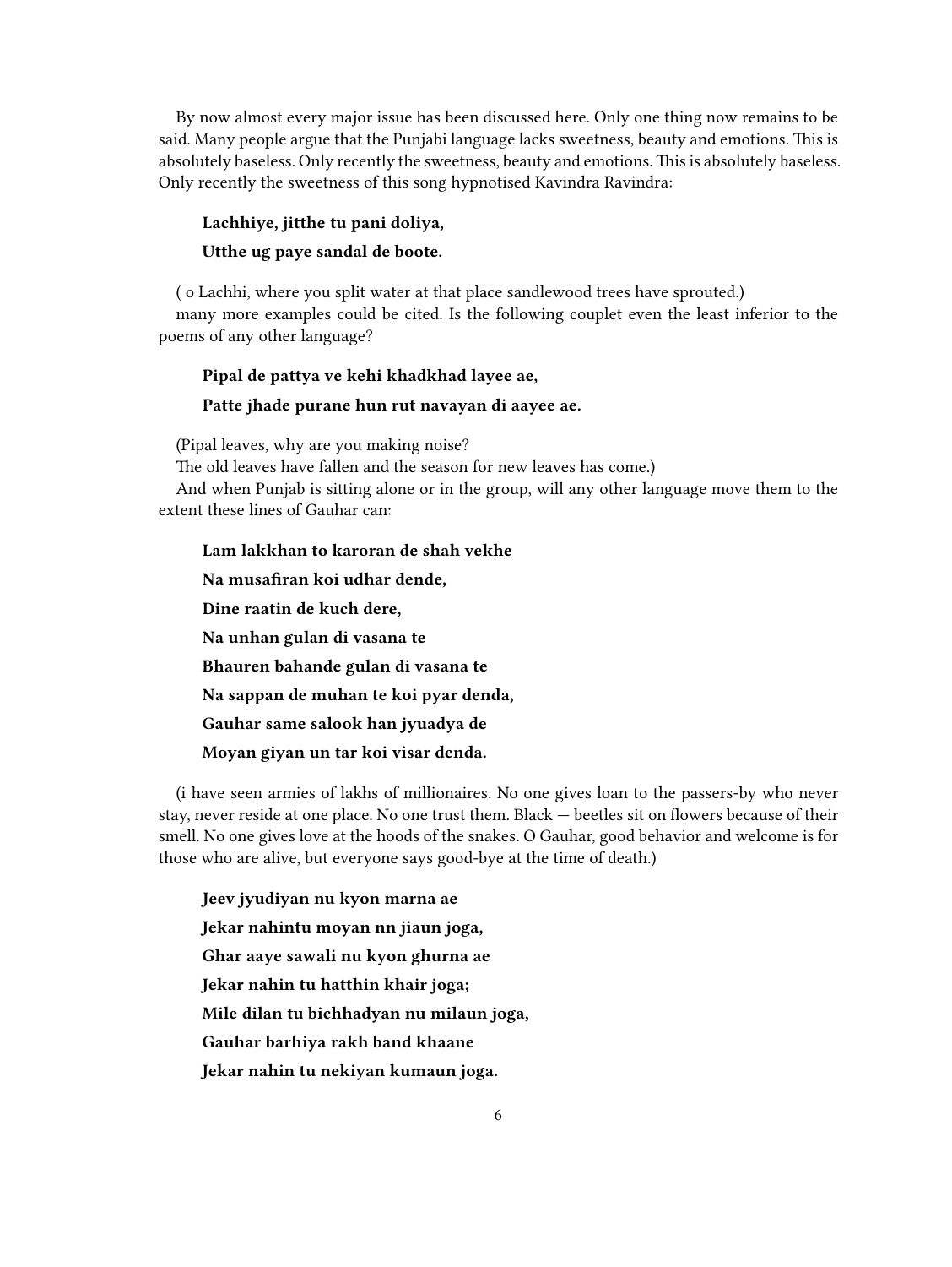By now almost every major issue has been discussed here. Only one thing now remains to be said. Many people argue that the Punjabi language lacks sweetness, beauty and emotions. This is absolutely baseless. Only recently the sweetness, beauty and emotions. This is absolutely baseless. Only recently the sweetness of this song hypnotised Kavindra Ravindra:

> **Lachhiye, jitthe tu pani doliya,**
>
> **Utthe ug paye sandal de boote.**

( o Lachhi, where you split water at that place sandlewood trees have sprouted.)

many more examples could be cited. Is the following couplet even the least inferior to the poems of any other language?

> **Pipal de pattya ve kehi khadkhad layee ae,**
>
> **Patte jhade purane hun rut navayan di aayee ae.**

(Pipal leaves, why are you making noise?
The old leaves have fallen and the season for new leaves has come.)

And when Punjab is sitting alone or in the group, will any other language move them to the extent these lines of Gauhar can:

> **Lam lakkhan to karoran de shah vekhe**
>
> **Na musafiran koi udhar dende,**
>
> **Dine raatin de kuch dere,**
>
> **Na unhan gulan di vasana te**
>
> **Bhauren bahande gulan di vasana te**
>
> **Na sappan de muhan te koi pyar denda,**
>
> **Gauhar same salook han jyuadya de**
>
> **Moyan giyan un tar koi visar denda.**

(i have seen armies of lakhs of millionaires. No one gives loan to the passers-by who never stay, never reside at one place. No one trust them. Black — beetles sit on flowers because of their smell. No one gives love at the hoods of the snakes. O Gauhar, good behavior and welcome is for those who are alive, but everyone says good-bye at the time of death.)

> **Jeev jyudiyan nu kyon marna ae**
>
> **Jekar nahintu moyan nn jiaun joga,**
>
> **Ghar aaye sawali nu kyon ghurna ae**
>
> **Jekar nahin tu hatthin khair joga;**
>
> **Mile dilan tu bichhadyan nu milaun joga,**
>
> **Gauhar barhiya rakh band khaane**
>
> **Jekar nahin tu nekiyan kumaun joga.**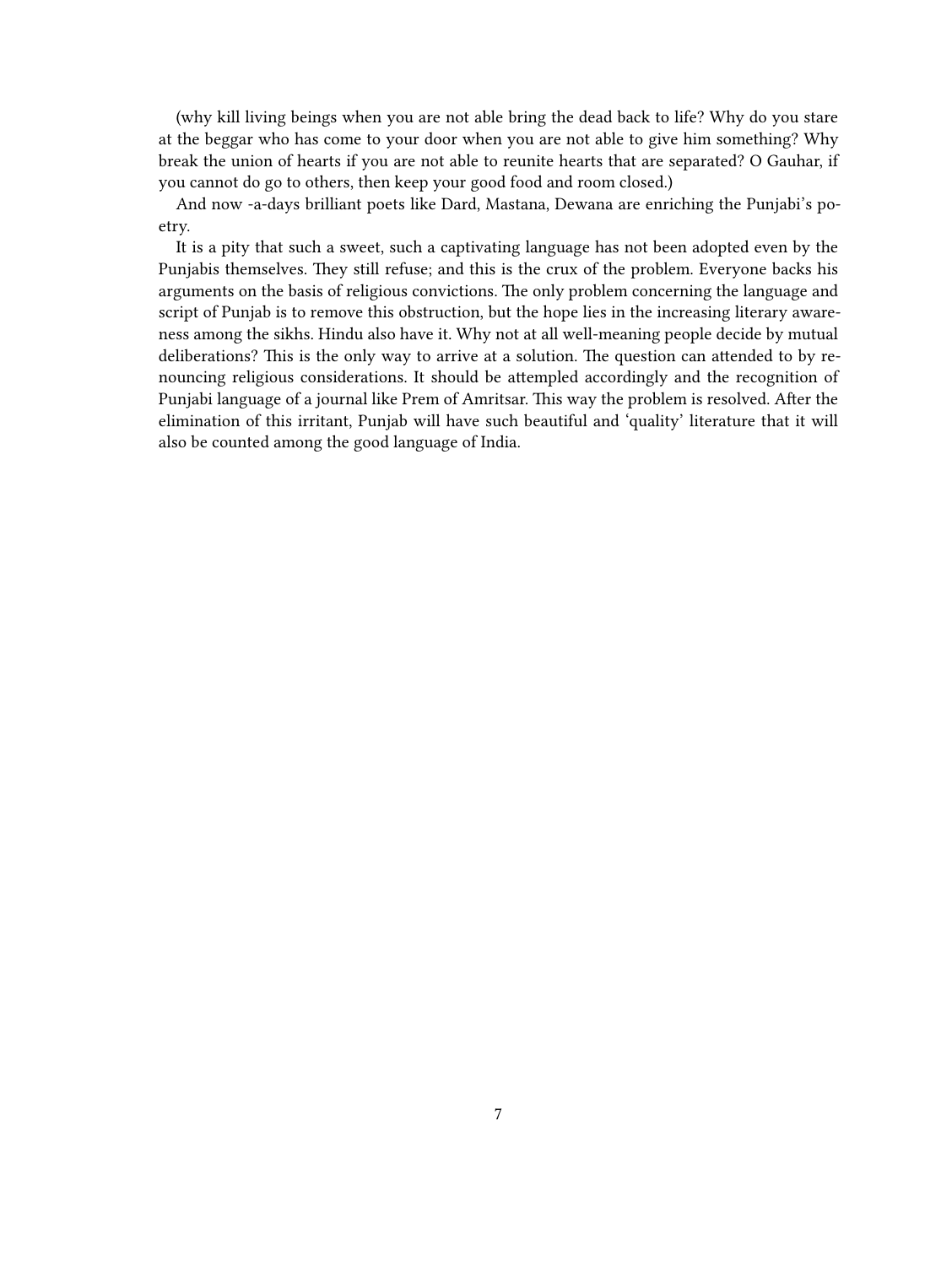(why kill living beings when you are not able bring the dead back to life? Why do you stare at the beggar who has come to your door when you are not able to give him something? Why break the union of hearts if you are not able to reunite hearts that are separated? O Gauhar, if you cannot do go to others, then keep your good food and room closed.)

And now -a-days brilliant poets like Dard, Mastana, Dewana are enriching the Punjabi's poetry.

It is a pity that such a sweet, such a captivating language has not been adopted even by the Punjabis themselves. They still refuse; and this is the crux of the problem. Everyone backs his arguments on the basis of religious convictions. The only problem concerning the language and script of Punjab is to remove this obstruction, but the hope lies in the increasing literary awareness among the sikhs. Hindu also have it. Why not at all well-meaning people decide by mutual deliberations? This is the only way to arrive at a solution. The question can attended to by renouncing religious considerations. It should be attempled accordingly and the recognition of Punjabi language of a journal like Prem of Amritsar. This way the problem is resolved. After the elimination of this irritant, Punjab will have such beautiful and 'quality' literature that it will also be counted among the good language of India.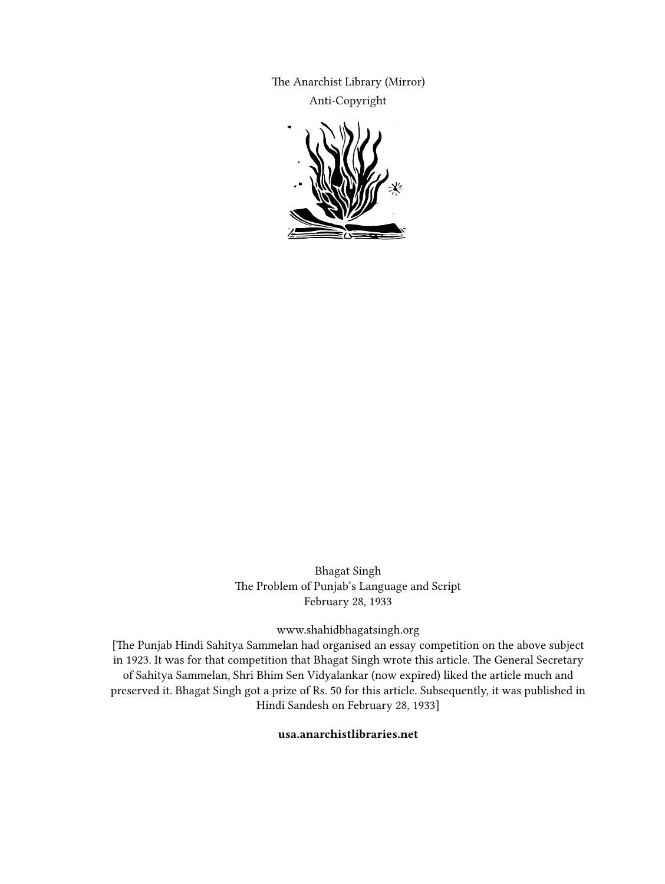The Anarchist Library (Mirror)
Anti-Copyright

Bhagat Singh
The Problem of Punjab's Language and Script
February 28, 1933

www.shahidbhagatsingh.org
[The Punjab Hindi Sahitya Sammelan had organised an essay competition on the above subject in 1923. It was for that competition that Bhagat Singh wrote this article. The General Secretary of Sahitya Sammelan, Shri Bhim Sen Vidyalankar (now expired) liked the article much and preserved it. Bhagat Singh got a prize of Rs. 50 for this article. Subsequently, it was published in Hindi Sandesh on February 28, 1933]

**usa.anarchistlibraries.net**